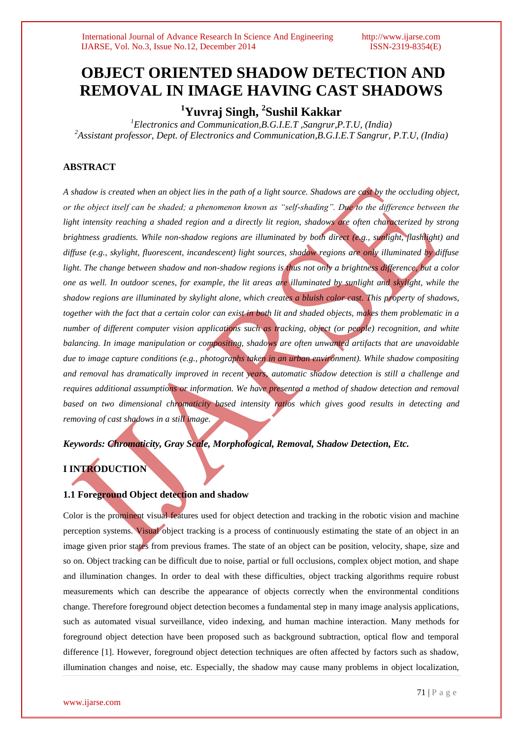# OBJECT ORIENTED SHADOW DETECTION AND REMOVAL IN IMAGE HAVING CAST SHADOWS

**[1]Yuvraj Singh, [2]Sushil Kakkar**

*[1]Electronics and Communication,B.G.I.E.T ,Sangrur,P.T.U, (India)*
*[2]Assistant professor, Dept. of Electronics and Communication,B.G.I.E.T Sangrur, P.T.U, (India)*

## ABSTRACT

*A shadow is created when an object lies in the path of a light source. Shadows are cast by the occluding object, or the object itself can be shaded; a phenomenon known as "self-shading". Due to the difference between the light intensity reaching a shaded region and a directly lit region, shadows are often characterized by strong brightness gradients. While non-shadow regions are illuminated by both direct (e.g., sunlight, flashlight) and diffuse (e.g., skylight, fluorescent, incandescent) light sources, shadow regions are only illuminated by diffuse light. The change between shadow and non-shadow regions is thus not only a brightness difference, but a color one as well. In outdoor scenes, for example, the lit areas are illuminated by sunlight and skylight, while the shadow regions are illuminated by skylight alone, which creates a bluish color cast. This property of shadows, together with the fact that a certain color can exist in both lit and shaded objects, makes them problematic in a number of different computer vision applications such as tracking, object (or people) recognition, and white balancing. In image manipulation or compositing, shadows are often unwanted artifacts that are unavoidable due to image capture conditions (e.g., photographs taken in an urban environment). While shadow compositing and removal has dramatically improved in recent years, automatic shadow detection is still a challenge and requires additional assumptions or information. We have presented a method of shadow detection and removal based on two dimensional chromaticity based intensity ratios which gives good results in detecting and removing of cast shadows in a still image.*

***Keywords: Chromaticity, Gray Scale, Morphological, Removal, Shadow Detection, Etc.***

## I INTRODUCTION

### 1.1 Foreground Object detection and shadow

Color is the prominent visual features used for object detection and tracking in the robotic vision and machine perception systems. Visual object tracking is a process of continuously estimating the state of an object in an image given prior states from previous frames. The state of an object can be position, velocity, shape, size and so on. Object tracking can be difficult due to noise, partial or full occlusions, complex object motion, and shape and illumination changes. In order to deal with these difficulties, object tracking algorithms require robust measurements which can describe the appearance of objects correctly when the environmental conditions change. Therefore foreground object detection becomes a fundamental step in many image analysis applications, such as automated visual surveillance, video indexing, and human machine interaction. Many methods for foreground object detection have been proposed such as background subtraction, optical flow and temporal difference [1]. However, foreground object detection techniques are often affected by factors such as shadow, illumination changes and noise, etc. Especially, the shadow may cause many problems in object localization,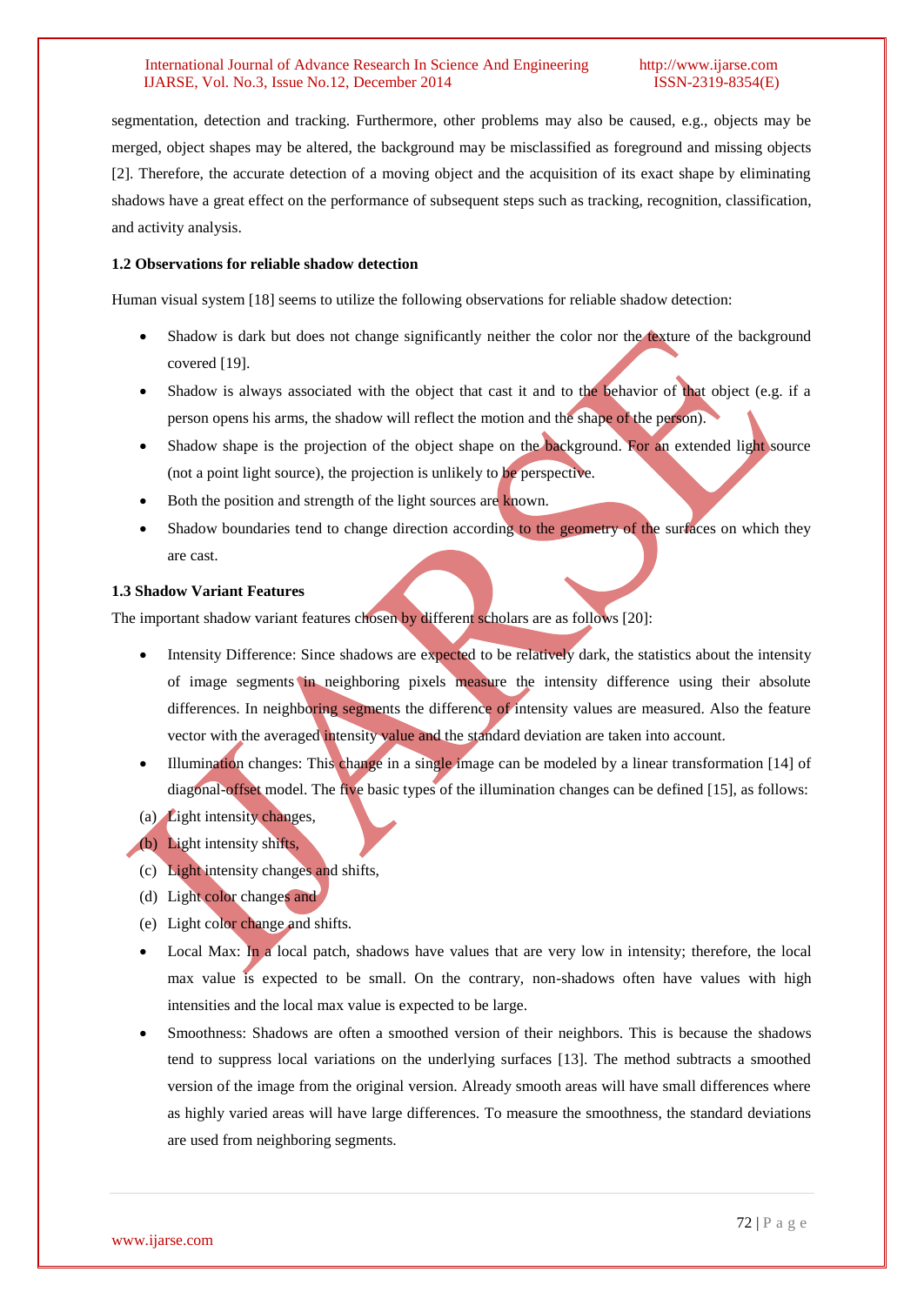segmentation, detection and tracking. Furthermore, other problems may also be caused, e.g., objects may be merged, object shapes may be altered, the background may be misclassified as foreground and missing objects [2]. Therefore, the accurate detection of a moving object and the acquisition of its exact shape by eliminating shadows have a great effect on the performance of subsequent steps such as tracking, recognition, classification, and activity analysis.

### 1.2 Observations for reliable shadow detection

Human visual system [18] seems to utilize the following observations for reliable shadow detection:

- Shadow is dark but does not change significantly neither the color nor the texture of the background covered [19].
- Shadow is always associated with the object that cast it and to the behavior of that object (e.g. if a person opens his arms, the shadow will reflect the motion and the shape of the person).
- Shadow shape is the projection of the object shape on the background. For an extended light source (not a point light source), the projection is unlikely to be perspective.
- Both the position and strength of the light sources are known.
- Shadow boundaries tend to change direction according to the geometry of the surfaces on which they are cast.

### 1.3 Shadow Variant Features

The important shadow variant features chosen by different scholars are as follows [20]:

- Intensity Difference: Since shadows are expected to be relatively dark, the statistics about the intensity of image segments in neighboring pixels measure the intensity difference using their absolute differences. In neighboring segments the difference of intensity values are measured. Also the feature vector with the averaged intensity value and the standard deviation are taken into account.
- Illumination changes: This change in a single image can be modeled by a linear transformation [14] of diagonal-offset model. The five basic types of the illumination changes can be defined [15], as follows:

(a) Light intensity changes,

(b) Light intensity shifts,

(c) Light intensity changes and shifts,

(d) Light color changes and

(e) Light color change and shifts.

- Local Max: In a local patch, shadows have values that are very low in intensity; therefore, the local max value is expected to be small. On the contrary, non-shadows often have values with high intensities and the local max value is expected to be large.
- Smoothness: Shadows are often a smoothed version of their neighbors. This is because the shadows tend to suppress local variations on the underlying surfaces [13]. The method subtracts a smoothed version of the image from the original version. Already smooth areas will have small differences where as highly varied areas will have large differences. To measure the smoothness, the standard deviations are used from neighboring segments.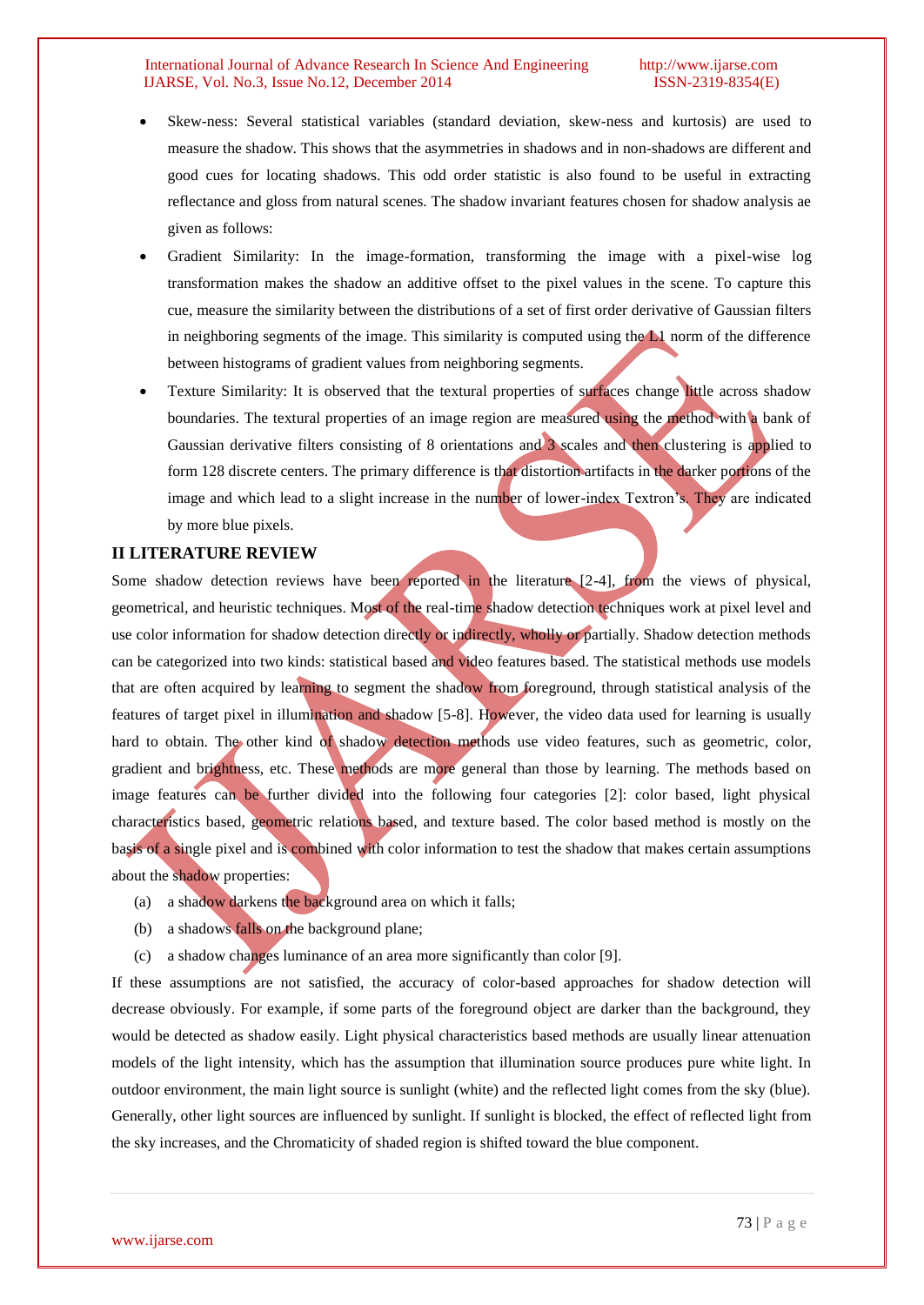- Skew-ness: Several statistical variables (standard deviation, skew-ness and kurtosis) are used to measure the shadow. This shows that the asymmetries in shadows and in non-shadows are different and good cues for locating shadows. This odd order statistic is also found to be useful in extracting reflectance and gloss from natural scenes. The shadow invariant features chosen for shadow analysis ae given as follows:
- Gradient Similarity: In the image-formation, transforming the image with a pixel-wise log transformation makes the shadow an additive offset to the pixel values in the scene. To capture this cue, measure the similarity between the distributions of a set of first order derivative of Gaussian filters in neighboring segments of the image. This similarity is computed using the L1 norm of the difference between histograms of gradient values from neighboring segments.
- Texture Similarity: It is observed that the textural properties of surfaces change little across shadow boundaries. The textural properties of an image region are measured using the method with a bank of Gaussian derivative filters consisting of 8 orientations and 3 scales and then clustering is applied to form 128 discrete centers. The primary difference is that distortion artifacts in the darker portions of the image and which lead to a slight increase in the number of lower-index Textron's. They are indicated by more blue pixels.

## II LITERATURE REVIEW

Some shadow detection reviews have been reported in the literature [2-4], from the views of physical, geometrical, and heuristic techniques. Most of the real-time shadow detection techniques work at pixel level and use color information for shadow detection directly or indirectly, wholly or partially. Shadow detection methods can be categorized into two kinds: statistical based and video features based. The statistical methods use models that are often acquired by learning to segment the shadow from foreground, through statistical analysis of the features of target pixel in illumination and shadow [5-8]. However, the video data used for learning is usually hard to obtain. The other kind of shadow detection methods use video features, such as geometric, color, gradient and brightness, etc. These methods are more general than those by learning. The methods based on image features can be further divided into the following four categories [2]: color based, light physical characteristics based, geometric relations based, and texture based. The color based method is mostly on the basis of a single pixel and is combined with color information to test the shadow that makes certain assumptions about the shadow properties:

(a) a shadow darkens the background area on which it falls;

(b) a shadows falls on the background plane;

(c) a shadow changes luminance of an area more significantly than color [9].

If these assumptions are not satisfied, the accuracy of color-based approaches for shadow detection will decrease obviously. For example, if some parts of the foreground object are darker than the background, they would be detected as shadow easily. Light physical characteristics based methods are usually linear attenuation models of the light intensity, which has the assumption that illumination source produces pure white light. In outdoor environment, the main light source is sunlight (white) and the reflected light comes from the sky (blue). Generally, other light sources are influenced by sunlight. If sunlight is blocked, the effect of reflected light from the sky increases, and the Chromaticity of shaded region is shifted toward the blue component.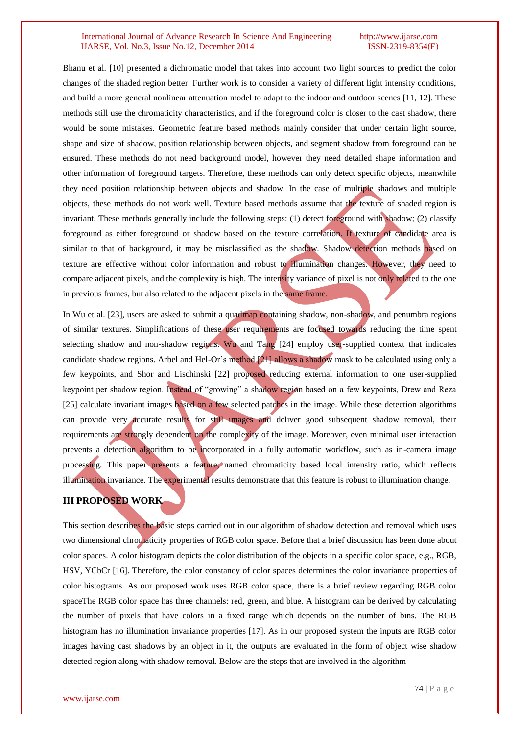Bhanu et al. [10] presented a dichromatic model that takes into account two light sources to predict the color changes of the shaded region better. Further work is to consider a variety of different light intensity conditions, and build a more general nonlinear attenuation model to adapt to the indoor and outdoor scenes [11, 12]. These methods still use the chromaticity characteristics, and if the foreground color is closer to the cast shadow, there would be some mistakes. Geometric feature based methods mainly consider that under certain light source, shape and size of shadow, position relationship between objects, and segment shadow from foreground can be ensured. These methods do not need background model, however they need detailed shape information and other information of foreground targets. Therefore, these methods can only detect specific objects, meanwhile they need position relationship between objects and shadow. In the case of multiple shadows and multiple objects, these methods do not work well. Texture based methods assume that the texture of shaded region is invariant. These methods generally include the following steps: (1) detect foreground with shadow; (2) classify foreground as either foreground or shadow based on the texture correlation. If texture of candidate area is similar to that of background, it may be misclassified as the shadow. Shadow detection methods based on texture are effective without color information and robust to illumination changes. However, they need to compare adjacent pixels, and the complexity is high. The intensity variance of pixel is not only related to the one in previous frames, but also related to the adjacent pixels in the same frame.

In Wu et al. [23], users are asked to submit a quadmap containing shadow, non-shadow, and penumbra regions of similar textures. Simplifications of these user requirements are focused towards reducing the time spent selecting shadow and non-shadow regions. Wu and Tang [24] employ user-supplied context that indicates candidate shadow regions. Arbel and Hel-Or's method [21] allows a shadow mask to be calculated using only a few keypoints, and Shor and Lischinski [22] proposed reducing external information to one user-supplied keypoint per shadow region. Instead of "growing" a shadow region based on a few keypoints, Drew and Reza [25] calculate invariant images based on a few selected patches in the image. While these detection algorithms can provide very accurate results for still images and deliver good subsequent shadow removal, their requirements are strongly dependent on the complexity of the image. Moreover, even minimal user interaction prevents a detection algorithm to be incorporated in a fully automatic workflow, such as in-camera image processing. This paper presents a feature, named chromaticity based local intensity ratio, which reflects illumination invariance. The experimental results demonstrate that this feature is robust to illumination change.

## III PROPOSED WORK

This section describes the basic steps carried out in our algorithm of shadow detection and removal which uses two dimensional chromaticity properties of RGB color space. Before that a brief discussion has been done about color spaces. A color histogram depicts the color distribution of the objects in a specific color space, e.g., RGB, HSV, YCbCr [16]. Therefore, the color constancy of color spaces determines the color invariance properties of color histograms. As our proposed work uses RGB color space, there is a brief review regarding RGB color spaceThe RGB color space has three channels: red, green, and blue. A histogram can be derived by calculating the number of pixels that have colors in a fixed range which depends on the number of bins. The RGB histogram has no illumination invariance properties [17]. As in our proposed system the inputs are RGB color images having cast shadows by an object in it, the outputs are evaluated in the form of object wise shadow detected region along with shadow removal. Below are the steps that are involved in the algorithm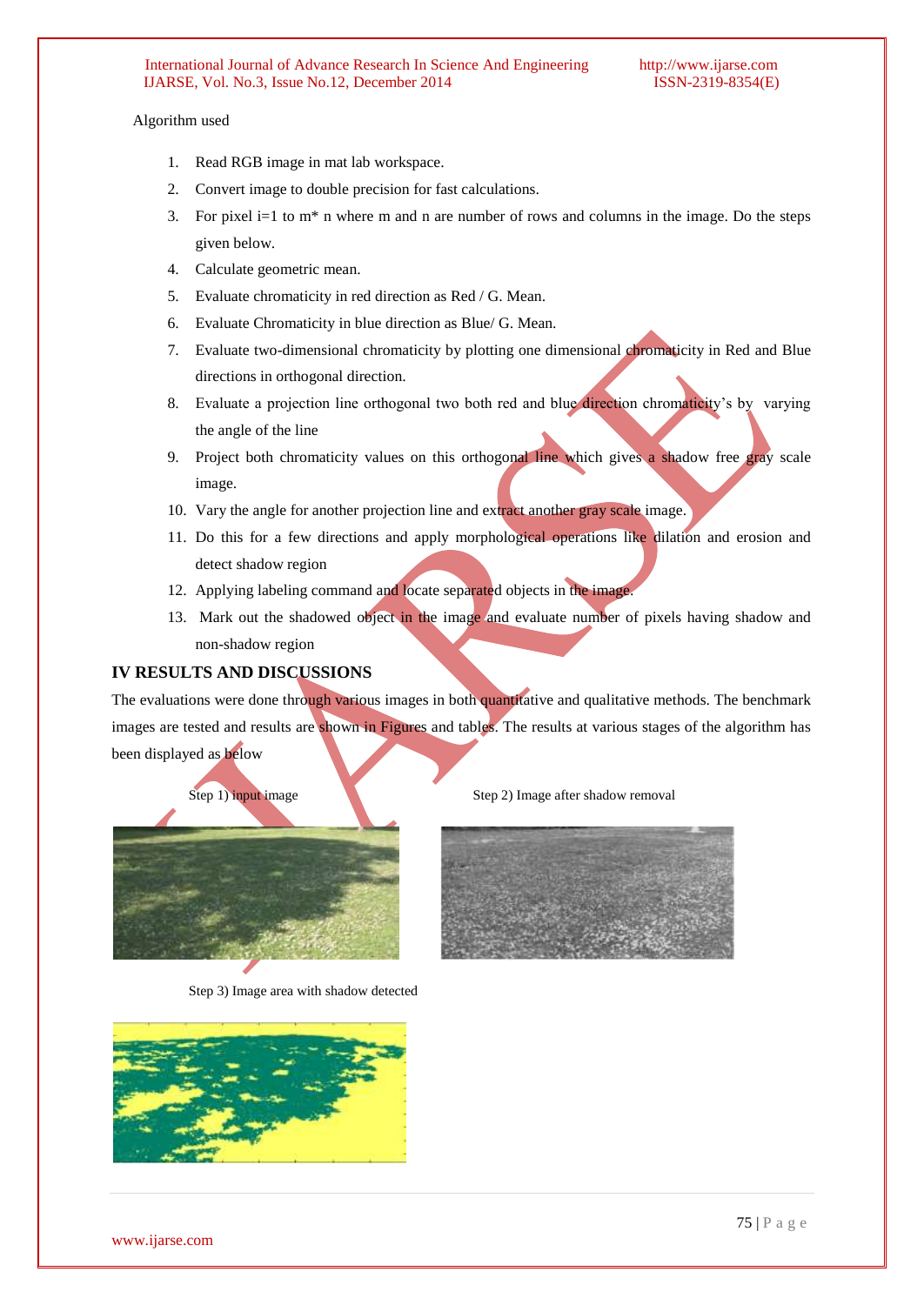Algorithm used

1. Read RGB image in mat lab workspace.
2. Convert image to double precision for fast calculations.
3. For pixel i=1 to m* n where m and n are number of rows and columns in the image. Do the steps given below.
4. Calculate geometric mean.
5. Evaluate chromaticity in red direction as Red / G. Mean.
6. Evaluate Chromaticity in blue direction as Blue/ G. Mean.
7. Evaluate two-dimensional chromaticity by plotting one dimensional chromaticity in Red and Blue directions in orthogonal direction.
8. Evaluate a projection line orthogonal two both red and blue direction chromaticity's by varying the angle of the line
9. Project both chromaticity values on this orthogonal line which gives a shadow free gray scale image.
10. Vary the angle for another projection line and extract another gray scale image.
11. Do this for a few directions and apply morphological operations like dilation and erosion and detect shadow region
12. Applying labeling command and locate separated objects in the image.
13. Mark out the shadowed object in the image and evaluate number of pixels having shadow and non-shadow region

## IV RESULTS AND DISCUSSIONS

The evaluations were done through various images in both quantitative and qualitative methods. The benchmark images are tested and results are shown in Figures and tables. The results at various stages of the algorithm has been displayed as below

Step 1) input image

Step 2) Image after shadow removal

Step 3) Image area with shadow detected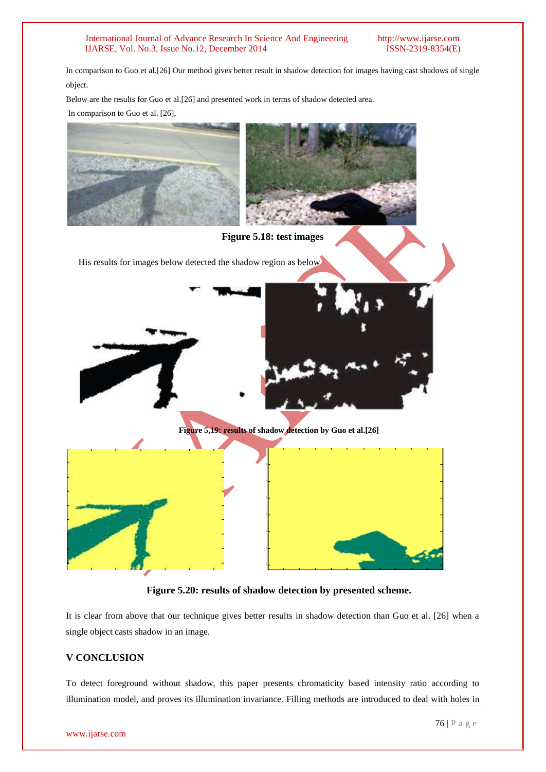In comparison to Guo et al.[26] Our method gives better result in shadow detection for images having cast shadows of single object.

Below are the results for Guo et al.[26] and presented work in terms of shadow detected area.

In comparison to Guo et al. [26],

**Figure 5.18: test images**

His results for images below detected the shadow region as below

**Figure 5,19: results of shadow detection by Guo et al.[26]**

**Figure 5.20: results of shadow detection by presented scheme.**

It is clear from above that our technique gives better results in shadow detection than Guo et al. [26] when a single object casts shadow in an image.

## V CONCLUSION

To detect foreground without shadow, this paper presents chromaticity based intensity ratio according to illumination model, and proves its illumination invariance. Filling methods are introduced to deal with holes in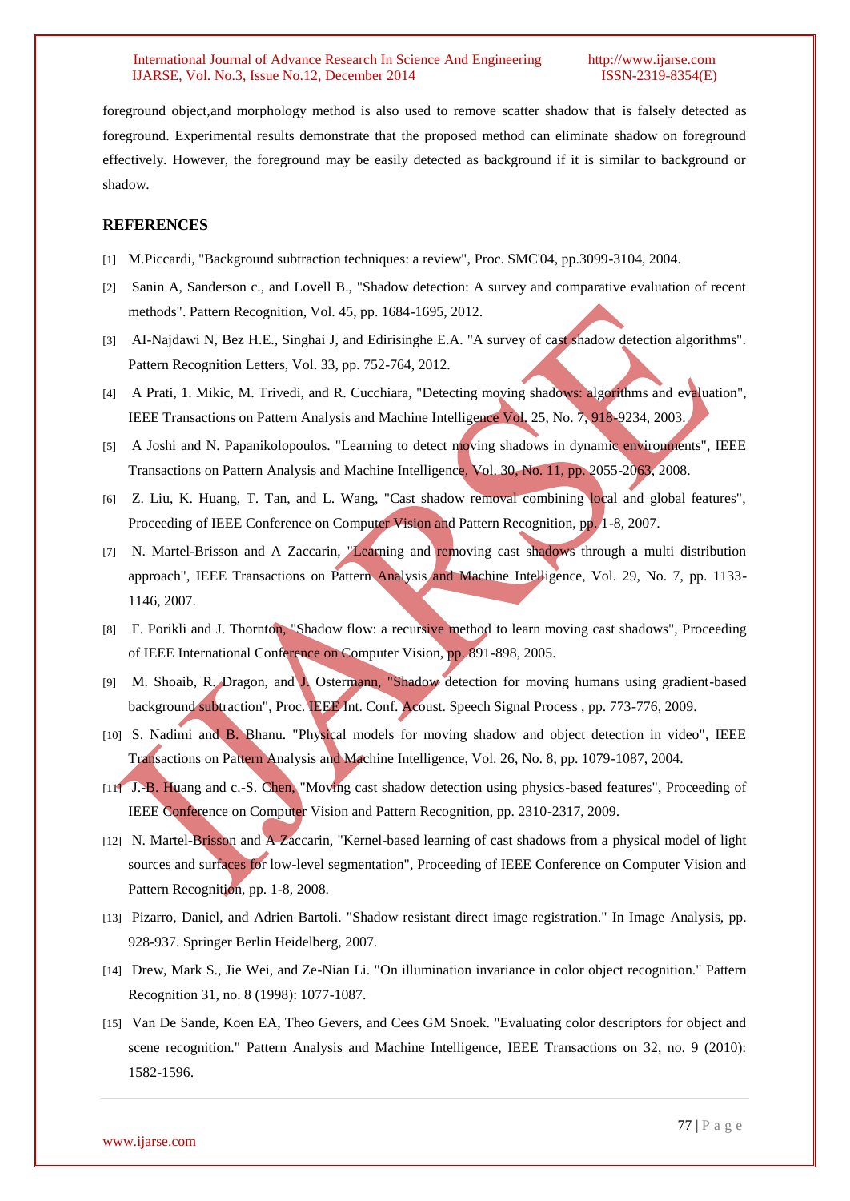foreground object,and morphology method is also used to remove scatter shadow that is falsely detected as foreground. Experimental results demonstrate that the proposed method can eliminate shadow on foreground effectively. However, the foreground may be easily detected as background if it is similar to background or shadow.

## REFERENCES

[1] M.Piccardi, "Background subtraction techniques: a review", Proc. SMC'04, pp.3099-3104, 2004.

[2] Sanin A, Sanderson c., and Lovell B., "Shadow detection: A survey and comparative evaluation of recent methods". Pattern Recognition, Vol. 45, pp. 1684-1695, 2012.

[3] AI-Najdawi N, Bez H.E., Singhai J, and Edirisinghe E.A. "A survey of cast shadow detection algorithms". Pattern Recognition Letters, Vol. 33, pp. 752-764, 2012.

[4] A Prati, 1. Mikic, M. Trivedi, and R. Cucchiara, "Detecting moving shadows: algorithms and evaluation", IEEE Transactions on Pattern Analysis and Machine Intelligence Vol. 25, No. 7, 918-9234, 2003.

[5] A Joshi and N. Papanikolopoulos. "Learning to detect moving shadows in dynamic environments", IEEE Transactions on Pattern Analysis and Machine Intelligence, Vol. 30, No. 11, pp. 2055-2063, 2008.

[6] Z. Liu, K. Huang, T. Tan, and L. Wang, "Cast shadow removal combining local and global features", Proceeding of IEEE Conference on Computer Vision and Pattern Recognition, pp. 1-8, 2007.

[7] N. Martel-Brisson and A Zaccarin, "Learning and removing cast shadows through a multi distribution approach", IEEE Transactions on Pattern Analysis and Machine Intelligence, Vol. 29, No. 7, pp. 1133-1146, 2007.

[8] F. Porikli and J. Thornton, "Shadow flow: a recursive method to learn moving cast shadows", Proceeding of IEEE International Conference on Computer Vision, pp. 891-898, 2005.

[9] M. Shoaib, R. Dragon, and J. Ostermann, "Shadow detection for moving humans using gradient-based background subtraction", Proc. IEEE Int. Conf. Acoust. Speech Signal Process , pp. 773-776, 2009.

[10] S. Nadimi and B. Bhanu. "Physical models for moving shadow and object detection in video", IEEE Transactions on Pattern Analysis and Machine Intelligence, Vol. 26, No. 8, pp. 1079-1087, 2004.

[11] J.-B. Huang and c.-S. Chen, "Moving cast shadow detection using physics-based features", Proceeding of IEEE Conference on Computer Vision and Pattern Recognition, pp. 2310-2317, 2009.

[12] N. Martel-Brisson and A Zaccarin, "Kernel-based learning of cast shadows from a physical model of light sources and surfaces for low-level segmentation", Proceeding of IEEE Conference on Computer Vision and Pattern Recognition, pp. 1-8, 2008.

[13] Pizarro, Daniel, and Adrien Bartoli. "Shadow resistant direct image registration." In Image Analysis, pp. 928-937. Springer Berlin Heidelberg, 2007.

[14] Drew, Mark S., Jie Wei, and Ze-Nian Li. "On illumination invariance in color object recognition." Pattern Recognition 31, no. 8 (1998): 1077-1087.

[15] Van De Sande, Koen EA, Theo Gevers, and Cees GM Snoek. "Evaluating color descriptors for object and scene recognition." Pattern Analysis and Machine Intelligence, IEEE Transactions on 32, no. 9 (2010): 1582-1596.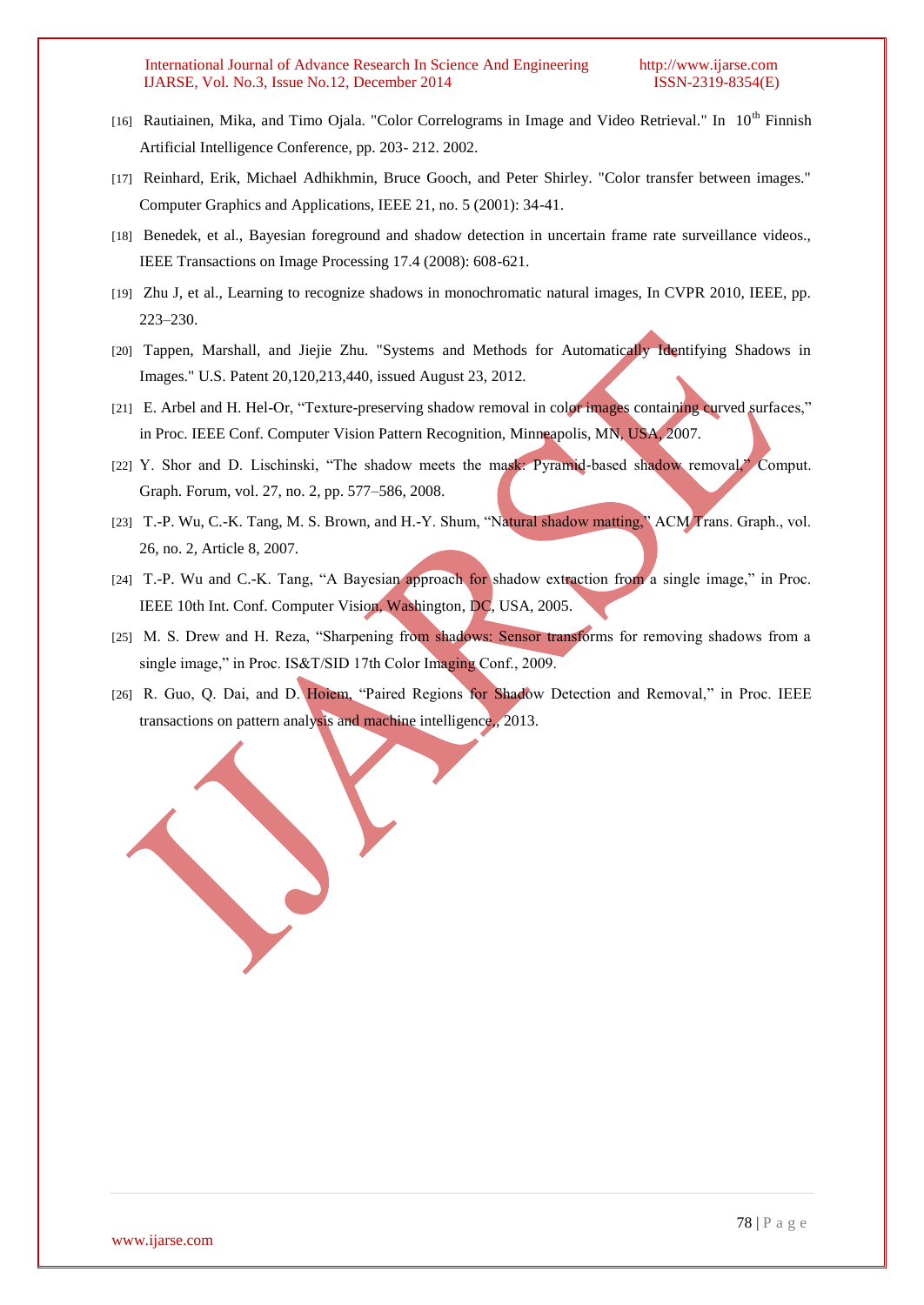[16] Rautiainen, Mika, and Timo Ojala. "Color Correlograms in Image and Video Retrieval." In 10th Finnish Artificial Intelligence Conference, pp. 203- 212. 2002.

[17] Reinhard, Erik, Michael Adhikhmin, Bruce Gooch, and Peter Shirley. "Color transfer between images." Computer Graphics and Applications, IEEE 21, no. 5 (2001): 34-41.

[18] Benedek, et al., Bayesian foreground and shadow detection in uncertain frame rate surveillance videos., IEEE Transactions on Image Processing 17.4 (2008): 608-621.

[19] Zhu J, et al., Learning to recognize shadows in monochromatic natural images, In CVPR 2010, IEEE, pp. 223–230.

[20] Tappen, Marshall, and Jiejie Zhu. "Systems and Methods for Automatically Identifying Shadows in Images." U.S. Patent 20,120,213,440, issued August 23, 2012.

[21] E. Arbel and H. Hel-Or, "Texture-preserving shadow removal in color images containing curved surfaces," in Proc. IEEE Conf. Computer Vision Pattern Recognition, Minneapolis, MN, USA, 2007.

[22] Y. Shor and D. Lischinski, "The shadow meets the mask: Pyramid-based shadow removal," Comput. Graph. Forum, vol. 27, no. 2, pp. 577–586, 2008.

[23] T.-P. Wu, C.-K. Tang, M. S. Brown, and H.-Y. Shum, "Natural shadow matting," ACM Trans. Graph., vol. 26, no. 2, Article 8, 2007.

[24] T.-P. Wu and C.-K. Tang, "A Bayesian approach for shadow extraction from a single image," in Proc. IEEE 10th Int. Conf. Computer Vision, Washington, DC, USA, 2005.

[25] M. S. Drew and H. Reza, "Sharpening from shadows: Sensor transforms for removing shadows from a single image," in Proc. IS&T/SID 17th Color Imaging Conf., 2009.

[26] R. Guo, Q. Dai, and D. Hoiem, "Paired Regions for Shadow Detection and Removal," in Proc. IEEE transactions on pattern analysis and machine intelligence., 2013.